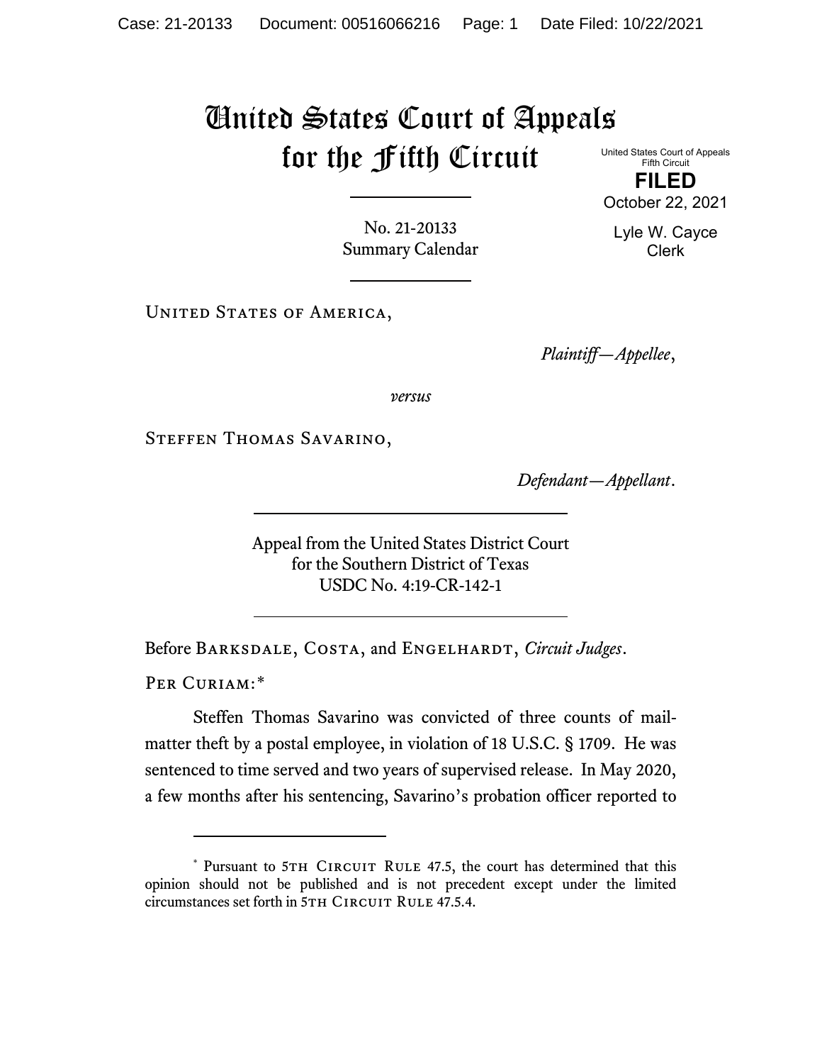# United States Court of Appeals for the Fifth Circuit

United States Court of Appeals
Fifth Circuit

**FILED**

October 22, 2021

Lyle W. Cayce
Clerk

No. 21-20133
Summary Calendar

United States of America,

*Plaintiff—Appellee*,

*versus*

Steffen Thomas Savarino,

*Defendant—Appellant*.

Appeal from the United States District Court
for the Southern District of Texas
USDC No. 4:19-CR-142-1

Before Barksdale, Costa, and Engelhardt, *Circuit Judges*.

Per Curiam:*

Steffen Thomas Savarino was convicted of three counts of mail-matter theft by a postal employee, in violation of 18 U.S.C. § 1709. He was sentenced to time served and two years of supervised release. In May 2020, a few months after his sentencing, Savarino's probation officer reported to

---

\* Pursuant to 5th Circuit Rule 47.5, the court has determined that this opinion should not be published and is not precedent except under the limited circumstances set forth in 5th Circuit Rule 47.5.4.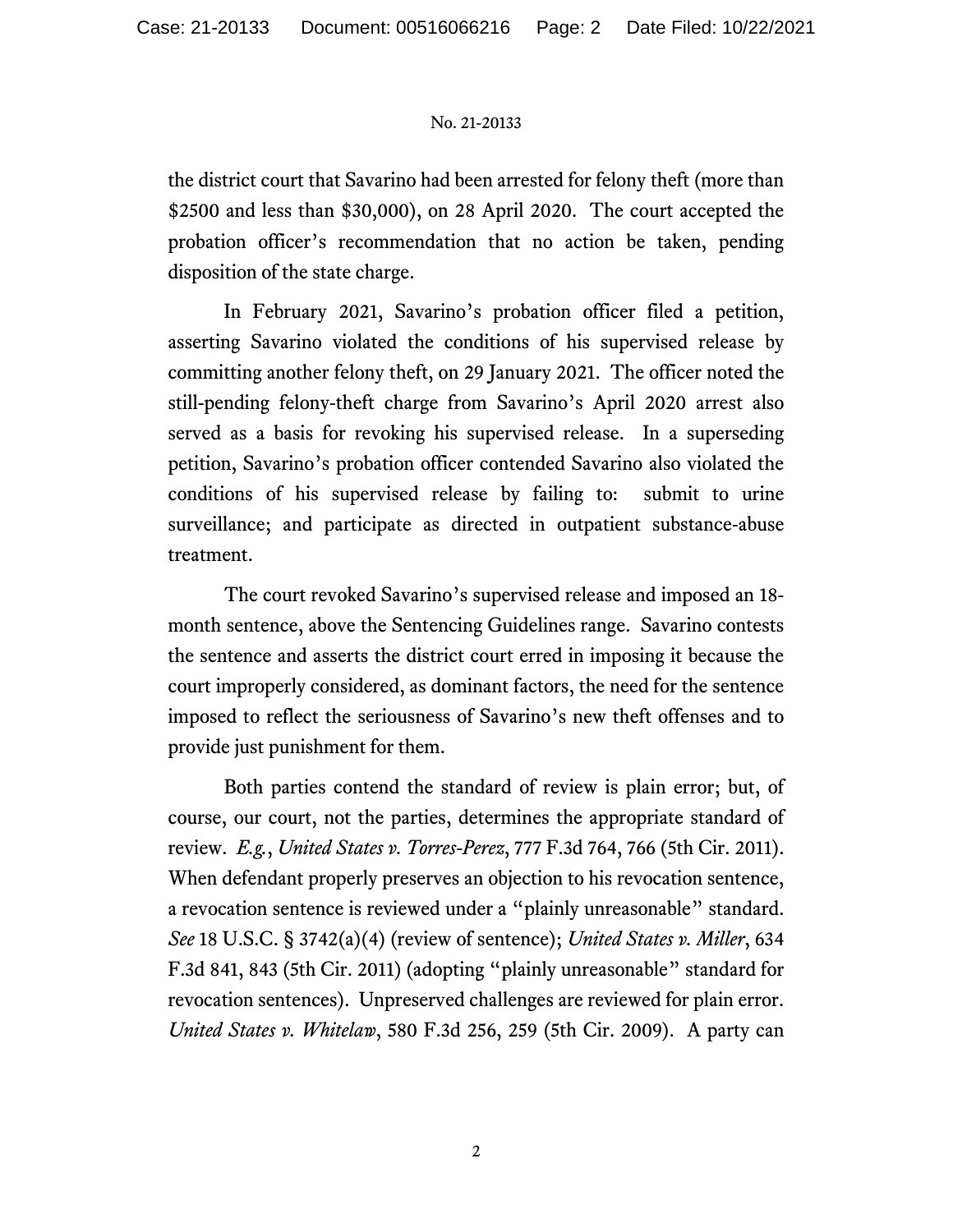the district court that Savarino had been arrested for felony theft (more than $2500 and less than $30,000), on 28 April 2020. The court accepted the probation officer's recommendation that no action be taken, pending disposition of the state charge.

In February 2021, Savarino's probation officer filed a petition, asserting Savarino violated the conditions of his supervised release by committing another felony theft, on 29 January 2021. The officer noted the still-pending felony-theft charge from Savarino's April 2020 arrest also served as a basis for revoking his supervised release. In a superseding petition, Savarino's probation officer contended Savarino also violated the conditions of his supervised release by failing to: submit to urine surveillance; and participate as directed in outpatient substance-abuse treatment.

The court revoked Savarino's supervised release and imposed an 18-month sentence, above the Sentencing Guidelines range. Savarino contests the sentence and asserts the district court erred in imposing it because the court improperly considered, as dominant factors, the need for the sentence imposed to reflect the seriousness of Savarino's new theft offenses and to provide just punishment for them.

Both parties contend the standard of review is plain error; but, of course, our court, not the parties, determines the appropriate standard of review. *E.g.*, *United States v. Torres-Perez*, 777 F.3d 764, 766 (5th Cir. 2011). When defendant properly preserves an objection to his revocation sentence, a revocation sentence is reviewed under a "plainly unreasonable" standard. *See* 18 U.S.C. § 3742(a)(4) (review of sentence); *United States v. Miller*, 634 F.3d 841, 843 (5th Cir. 2011) (adopting "plainly unreasonable" standard for revocation sentences). Unpreserved challenges are reviewed for plain error. *United States v. Whitelaw*, 580 F.3d 256, 259 (5th Cir. 2009). A party can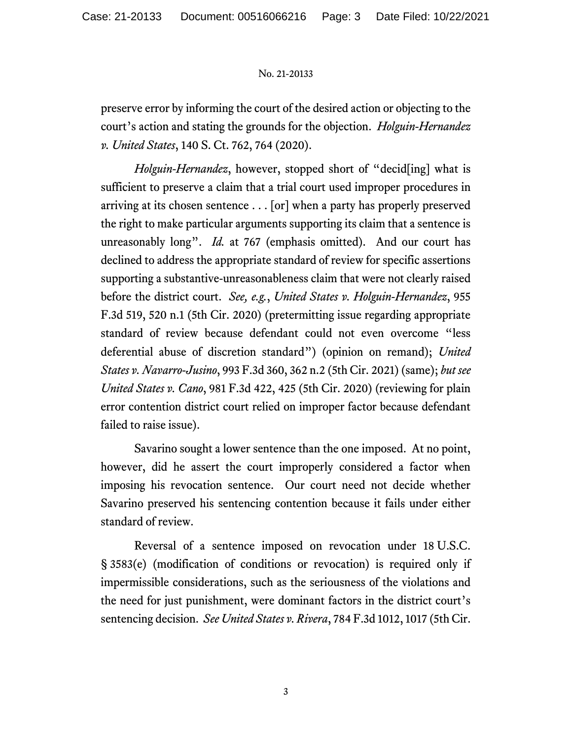preserve error by informing the court of the desired action or objecting to the court's action and stating the grounds for the objection. *Holguin-Hernandez v. United States*, 140 S. Ct. 762, 764 (2020).

*Holguin-Hernandez*, however, stopped short of "decid[ing] what is sufficient to preserve a claim that a trial court used improper procedures in arriving at its chosen sentence . . . [or] when a party has properly preserved the right to make particular arguments supporting its claim that a sentence is unreasonably long". *Id.* at 767 (emphasis omitted). And our court has declined to address the appropriate standard of review for specific assertions supporting a substantive-unreasonableness claim that were not clearly raised before the district court. *See, e.g.*, *United States v. Holguin-Hernandez*, 955 F.3d 519, 520 n.1 (5th Cir. 2020) (pretermitting issue regarding appropriate standard of review because defendant could not even overcome "less deferential abuse of discretion standard") (opinion on remand); *United States v. Navarro-Jusino*, 993 F.3d 360, 362 n.2 (5th Cir. 2021) (same); *but see United States v. Cano*, 981 F.3d 422, 425 (5th Cir. 2020) (reviewing for plain error contention district court relied on improper factor because defendant failed to raise issue).

Savarino sought a lower sentence than the one imposed. At no point, however, did he assert the court improperly considered a factor when imposing his revocation sentence. Our court need not decide whether Savarino preserved his sentencing contention because it fails under either standard of review.

Reversal of a sentence imposed on revocation under 18 U.S.C. § 3583(e) (modification of conditions or revocation) is required only if impermissible considerations, such as the seriousness of the violations and the need for just punishment, were dominant factors in the district court's sentencing decision. *See United States v. Rivera*, 784 F.3d 1012, 1017 (5th Cir.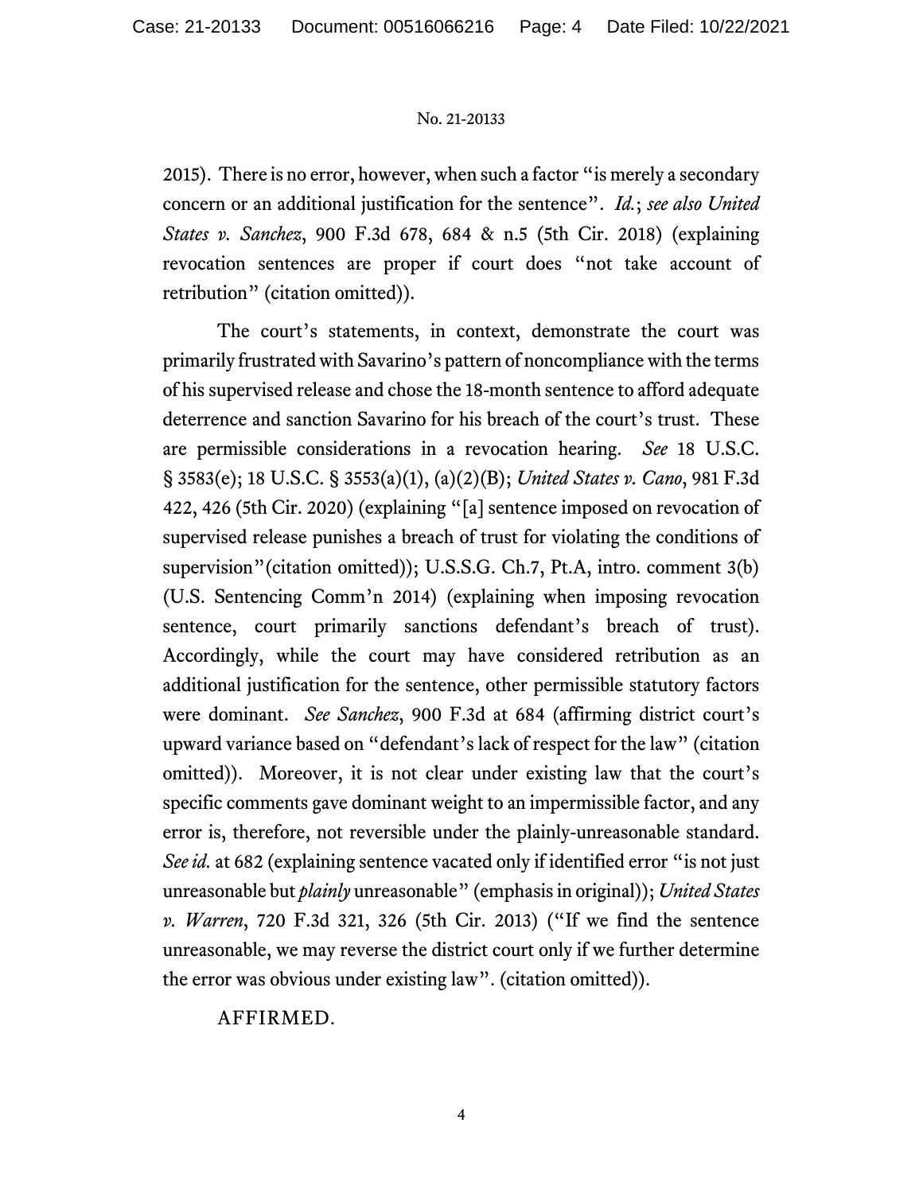2015). There is no error, however, when such a factor "is merely a secondary concern or an additional justification for the sentence". *Id.*; *see also United States v. Sanchez*, 900 F.3d 678, 684 & n.5 (5th Cir. 2018) (explaining revocation sentences are proper if court does "not take account of retribution" (citation omitted)).

The court's statements, in context, demonstrate the court was primarily frustrated with Savarino's pattern of noncompliance with the terms of his supervised release and chose the 18-month sentence to afford adequate deterrence and sanction Savarino for his breach of the court's trust. These are permissible considerations in a revocation hearing. *See* 18 U.S.C. § 3583(e); 18 U.S.C. § 3553(a)(1), (a)(2)(B); *United States v. Cano*, 981 F.3d 422, 426 (5th Cir. 2020) (explaining "[a] sentence imposed on revocation of supervised release punishes a breach of trust for violating the conditions of supervision"(citation omitted)); U.S.S.G. Ch.7, Pt.A, intro. comment 3(b) (U.S. Sentencing Comm'n 2014) (explaining when imposing revocation sentence, court primarily sanctions defendant's breach of trust). Accordingly, while the court may have considered retribution as an additional justification for the sentence, other permissible statutory factors were dominant. *See Sanchez*, 900 F.3d at 684 (affirming district court's upward variance based on "defendant's lack of respect for the law" (citation omitted)). Moreover, it is not clear under existing law that the court's specific comments gave dominant weight to an impermissible factor, and any error is, therefore, not reversible under the plainly-unreasonable standard. *See id.* at 682 (explaining sentence vacated only if identified error "is not just unreasonable but *plainly* unreasonable" (emphasis in original)); *United States v. Warren*, 720 F.3d 321, 326 (5th Cir. 2013) ("If we find the sentence unreasonable, we may reverse the district court only if we further determine the error was obvious under existing law". (citation omitted)).

AFFIRMED.